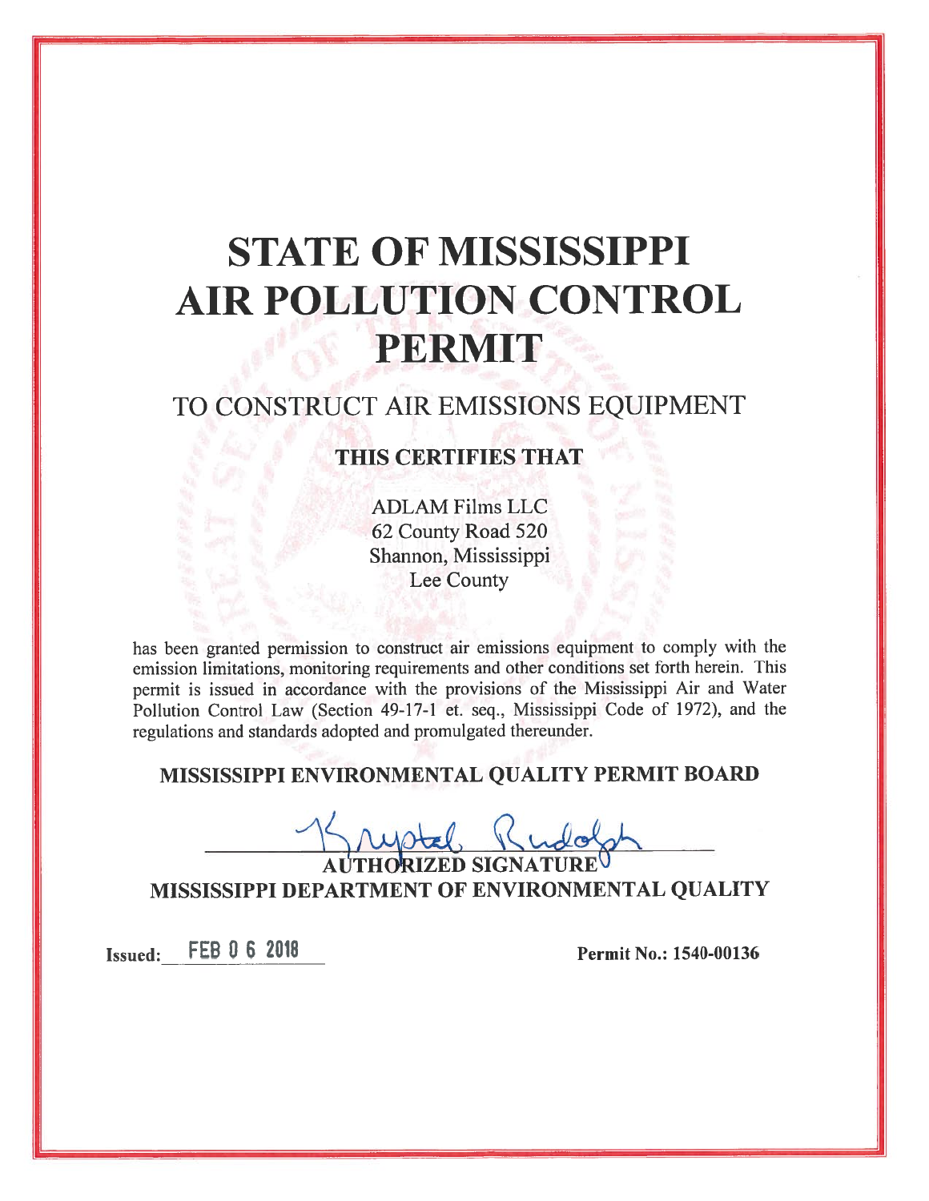# STATE OF MISSISSIPPI AIR POLLUTION CONTROL PERMIT

## TO CONSTRUCT AIR EMISSIONS EQUIPMENT

### THIS CERTIFIES THAT

ADLAM Films LLC
62 County Road 520
Shannon, Mississippi
Lee County

has been granted permission to construct air emissions equipment to comply with the emission limitations, monitoring requirements and other conditions set forth herein. This permit is issued in accordance with the provisions of the Mississippi Air and Water Pollution Control Law (Section 49-17-1 et. seq., Mississippi Code of 1972), and the regulations and standards adopted and promulgated thereunder.

**MISSISSIPPI ENVIRONMENTAL QUALITY PERMIT BOARD**

Krystal Rudolph

**AUTHORIZED SIGNATURE**

**MISSISSIPPI DEPARTMENT OF ENVIRONMENTAL QUALITY**

**Issued:** FEB 0 6 2018

**Permit No.: 1540-00136**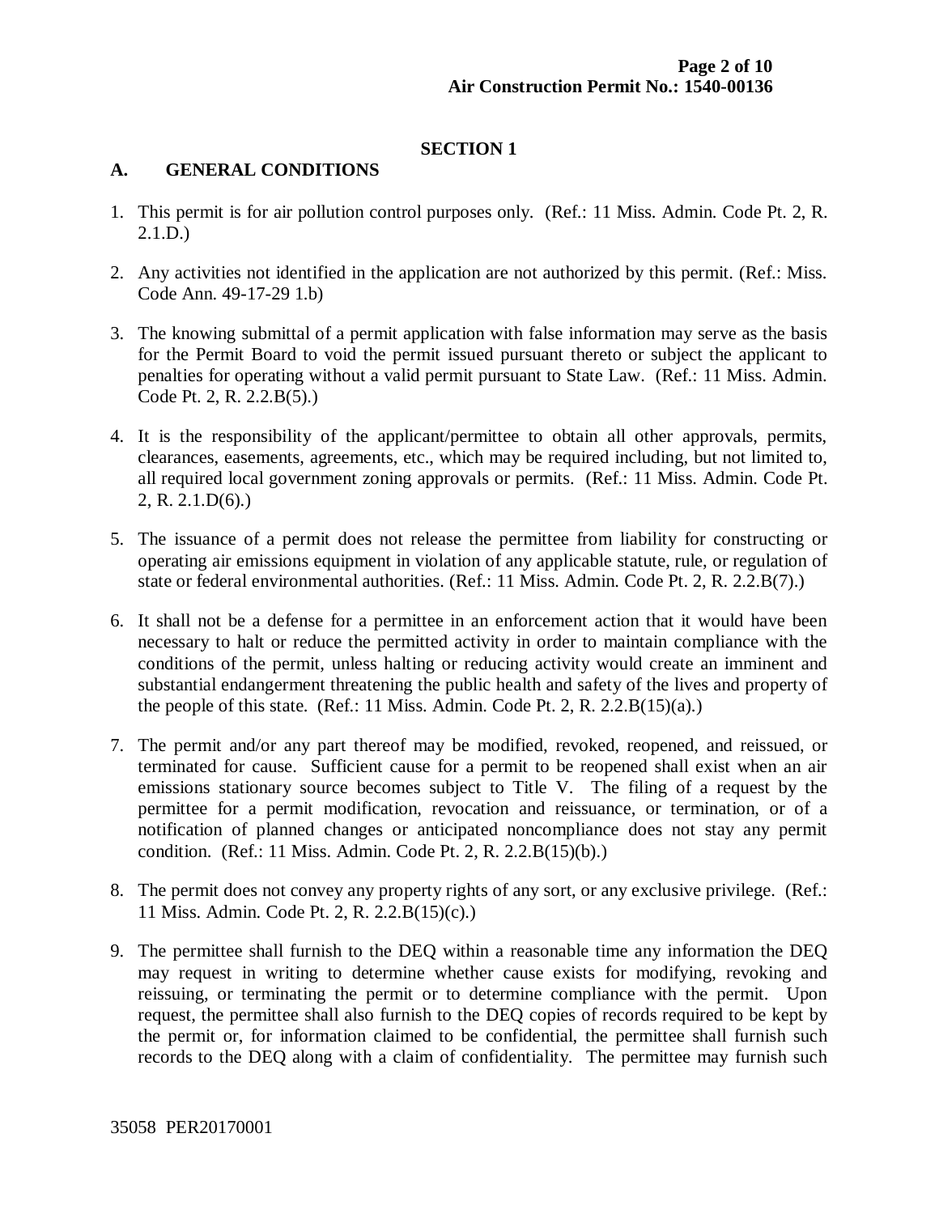## SECTION 1

### A. GENERAL CONDITIONS

1. This permit is for air pollution control purposes only. (Ref.: 11 Miss. Admin. Code Pt. 2, R. 2.1.D.)

2. Any activities not identified in the application are not authorized by this permit. (Ref.: Miss. Code Ann. 49-17-29 1.b)

3. The knowing submittal of a permit application with false information may serve as the basis for the Permit Board to void the permit issued pursuant thereto or subject the applicant to penalties for operating without a valid permit pursuant to State Law. (Ref.: 11 Miss. Admin. Code Pt. 2, R. 2.2.B(5).)

4. It is the responsibility of the applicant/permittee to obtain all other approvals, permits, clearances, easements, agreements, etc., which may be required including, but not limited to, all required local government zoning approvals or permits. (Ref.: 11 Miss. Admin. Code Pt. 2, R. 2.1.D(6).)

5. The issuance of a permit does not release the permittee from liability for constructing or operating air emissions equipment in violation of any applicable statute, rule, or regulation of state or federal environmental authorities. (Ref.: 11 Miss. Admin. Code Pt. 2, R. 2.2.B(7).)

6. It shall not be a defense for a permittee in an enforcement action that it would have been necessary to halt or reduce the permitted activity in order to maintain compliance with the conditions of the permit, unless halting or reducing activity would create an imminent and substantial endangerment threatening the public health and safety of the lives and property of the people of this state. (Ref.: 11 Miss. Admin. Code Pt. 2, R. 2.2.B(15)(a).)

7. The permit and/or any part thereof may be modified, revoked, reopened, and reissued, or terminated for cause. Sufficient cause for a permit to be reopened shall exist when an air emissions stationary source becomes subject to Title V. The filing of a request by the permittee for a permit modification, revocation and reissuance, or termination, or of a notification of planned changes or anticipated noncompliance does not stay any permit condition. (Ref.: 11 Miss. Admin. Code Pt. 2, R. 2.2.B(15)(b).)

8. The permit does not convey any property rights of any sort, or any exclusive privilege. (Ref.: 11 Miss. Admin. Code Pt. 2, R. 2.2.B(15)(c).)

9. The permittee shall furnish to the DEQ within a reasonable time any information the DEQ may request in writing to determine whether cause exists for modifying, revoking and reissuing, or terminating the permit or to determine compliance with the permit. Upon request, the permittee shall also furnish to the DEQ copies of records required to be kept by the permit or, for information claimed to be confidential, the permittee shall furnish such records to the DEQ along with a claim of confidentiality. The permittee may furnish such

35058 PER20170001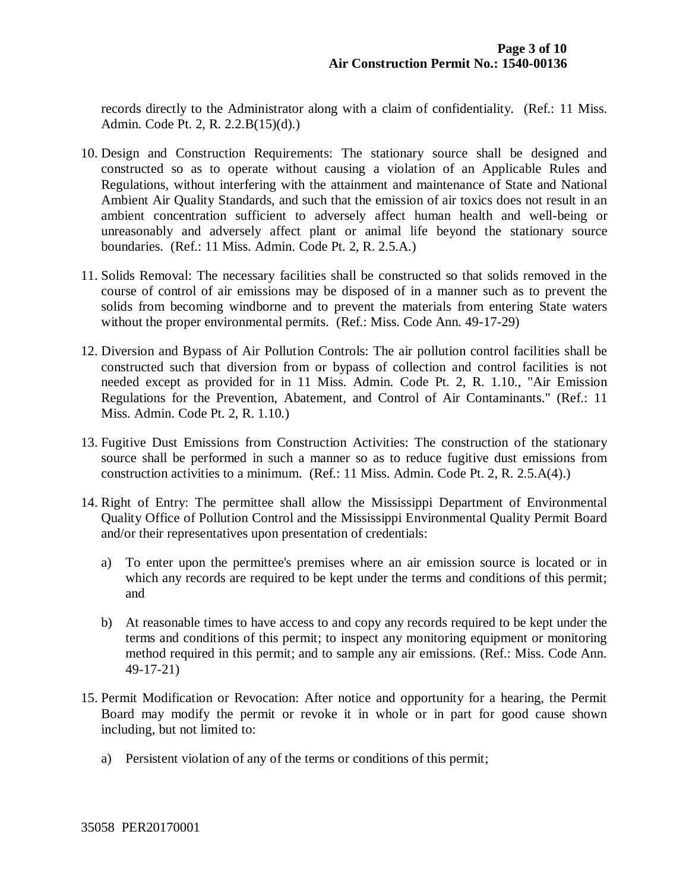records directly to the Administrator along with a claim of confidentiality. (Ref.: 11 Miss. Admin. Code Pt. 2, R. 2.2.B(15)(d).)

10. Design and Construction Requirements: The stationary source shall be designed and constructed so as to operate without causing a violation of an Applicable Rules and Regulations, without interfering with the attainment and maintenance of State and National Ambient Air Quality Standards, and such that the emission of air toxics does not result in an ambient concentration sufficient to adversely affect human health and well-being or unreasonably and adversely affect plant or animal life beyond the stationary source boundaries. (Ref.: 11 Miss. Admin. Code Pt. 2, R. 2.5.A.)

11. Solids Removal: The necessary facilities shall be constructed so that solids removed in the course of control of air emissions may be disposed of in a manner such as to prevent the solids from becoming windborne and to prevent the materials from entering State waters without the proper environmental permits. (Ref.: Miss. Code Ann. 49-17-29)

12. Diversion and Bypass of Air Pollution Controls: The air pollution control facilities shall be constructed such that diversion from or bypass of collection and control facilities is not needed except as provided for in 11 Miss. Admin. Code Pt. 2, R. 1.10., "Air Emission Regulations for the Prevention, Abatement, and Control of Air Contaminants." (Ref.: 11 Miss. Admin. Code Pt. 2, R. 1.10.)

13. Fugitive Dust Emissions from Construction Activities: The construction of the stationary source shall be performed in such a manner so as to reduce fugitive dust emissions from construction activities to a minimum. (Ref.: 11 Miss. Admin. Code Pt. 2, R. 2.5.A(4).)

14. Right of Entry: The permittee shall allow the Mississippi Department of Environmental Quality Office of Pollution Control and the Mississippi Environmental Quality Permit Board and/or their representatives upon presentation of credentials:

    a) To enter upon the permittee's premises where an air emission source is located or in which any records are required to be kept under the terms and conditions of this permit; and

    b) At reasonable times to have access to and copy any records required to be kept under the terms and conditions of this permit; to inspect any monitoring equipment or monitoring method required in this permit; and to sample any air emissions. (Ref.: Miss. Code Ann. 49-17-21)

15. Permit Modification or Revocation: After notice and opportunity for a hearing, the Permit Board may modify the permit or revoke it in whole or in part for good cause shown including, but not limited to:

    a) Persistent violation of any of the terms or conditions of this permit;

35058 PER20170001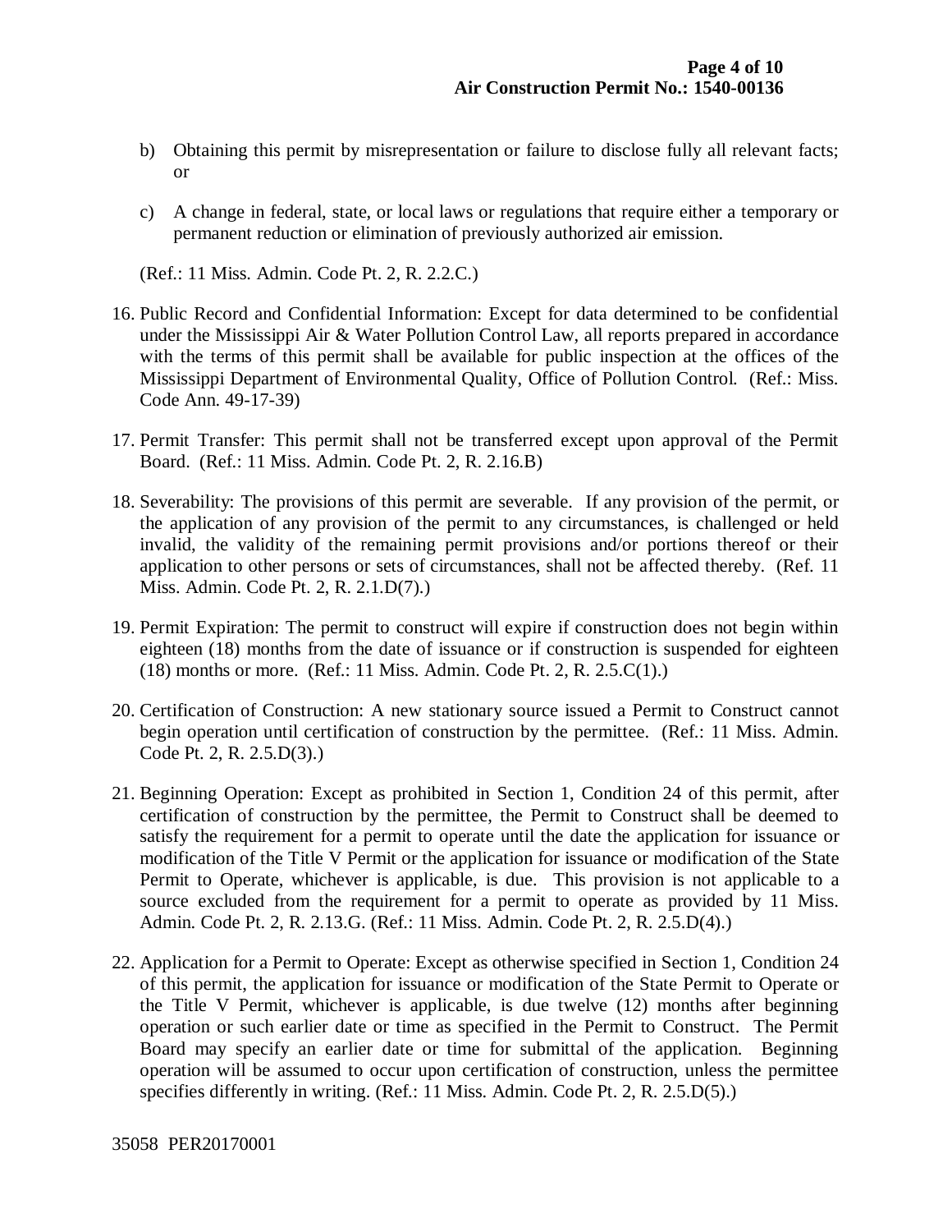b) Obtaining this permit by misrepresentation or failure to disclose fully all relevant facts; or

c) A change in federal, state, or local laws or regulations that require either a temporary or permanent reduction or elimination of previously authorized air emission.

(Ref.: 11 Miss. Admin. Code Pt. 2, R. 2.2.C.)

16. Public Record and Confidential Information: Except for data determined to be confidential under the Mississippi Air & Water Pollution Control Law, all reports prepared in accordance with the terms of this permit shall be available for public inspection at the offices of the Mississippi Department of Environmental Quality, Office of Pollution Control. (Ref.: Miss. Code Ann. 49-17-39)

17. Permit Transfer: This permit shall not be transferred except upon approval of the Permit Board. (Ref.: 11 Miss. Admin. Code Pt. 2, R. 2.16.B)

18. Severability: The provisions of this permit are severable. If any provision of the permit, or the application of any provision of the permit to any circumstances, is challenged or held invalid, the validity of the remaining permit provisions and/or portions thereof or their application to other persons or sets of circumstances, shall not be affected thereby. (Ref. 11 Miss. Admin. Code Pt. 2, R. 2.1.D(7).)

19. Permit Expiration: The permit to construct will expire if construction does not begin within eighteen (18) months from the date of issuance or if construction is suspended for eighteen (18) months or more. (Ref.: 11 Miss. Admin. Code Pt. 2, R. 2.5.C(1).)

20. Certification of Construction: A new stationary source issued a Permit to Construct cannot begin operation until certification of construction by the permittee. (Ref.: 11 Miss. Admin. Code Pt. 2, R. 2.5.D(3).)

21. Beginning Operation: Except as prohibited in Section 1, Condition 24 of this permit, after certification of construction by the permittee, the Permit to Construct shall be deemed to satisfy the requirement for a permit to operate until the date the application for issuance or modification of the Title V Permit or the application for issuance or modification of the State Permit to Operate, whichever is applicable, is due. This provision is not applicable to a source excluded from the requirement for a permit to operate as provided by 11 Miss. Admin. Code Pt. 2, R. 2.13.G. (Ref.: 11 Miss. Admin. Code Pt. 2, R. 2.5.D(4).)

22. Application for a Permit to Operate: Except as otherwise specified in Section 1, Condition 24 of this permit, the application for issuance or modification of the State Permit to Operate or the Title V Permit, whichever is applicable, is due twelve (12) months after beginning operation or such earlier date or time as specified in the Permit to Construct. The Permit Board may specify an earlier date or time for submittal of the application. Beginning operation will be assumed to occur upon certification of construction, unless the permittee specifies differently in writing. (Ref.: 11 Miss. Admin. Code Pt. 2, R. 2.5.D(5).)

35058 PER20170001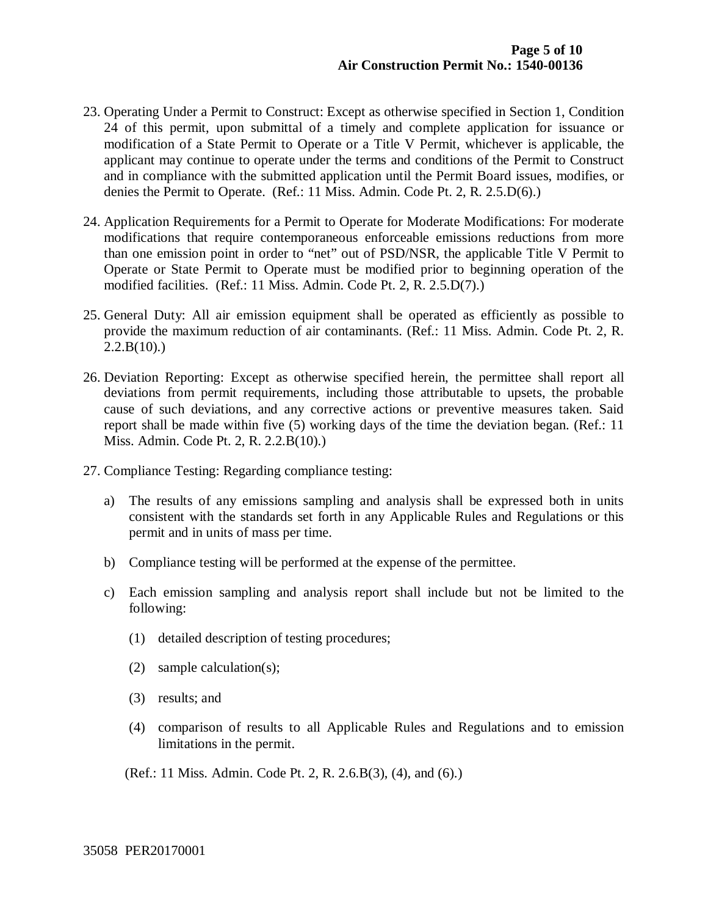23. Operating Under a Permit to Construct: Except as otherwise specified in Section 1, Condition 24 of this permit, upon submittal of a timely and complete application for issuance or modification of a State Permit to Operate or a Title V Permit, whichever is applicable, the applicant may continue to operate under the terms and conditions of the Permit to Construct and in compliance with the submitted application until the Permit Board issues, modifies, or denies the Permit to Operate. (Ref.: 11 Miss. Admin. Code Pt. 2, R. 2.5.D(6).)

24. Application Requirements for a Permit to Operate for Moderate Modifications: For moderate modifications that require contemporaneous enforceable emissions reductions from more than one emission point in order to "net" out of PSD/NSR, the applicable Title V Permit to Operate or State Permit to Operate must be modified prior to beginning operation of the modified facilities. (Ref.: 11 Miss. Admin. Code Pt. 2, R. 2.5.D(7).)

25. General Duty: All air emission equipment shall be operated as efficiently as possible to provide the maximum reduction of air contaminants. (Ref.: 11 Miss. Admin. Code Pt. 2, R. 2.2.B(10).)

26. Deviation Reporting: Except as otherwise specified herein, the permittee shall report all deviations from permit requirements, including those attributable to upsets, the probable cause of such deviations, and any corrective actions or preventive measures taken. Said report shall be made within five (5) working days of the time the deviation began. (Ref.: 11 Miss. Admin. Code Pt. 2, R. 2.2.B(10).)

27. Compliance Testing: Regarding compliance testing:

    a) The results of any emissions sampling and analysis shall be expressed both in units consistent with the standards set forth in any Applicable Rules and Regulations or this permit and in units of mass per time.

    b) Compliance testing will be performed at the expense of the permittee.

    c) Each emission sampling and analysis report shall include but not be limited to the following:

        (1) detailed description of testing procedures;

        (2) sample calculation(s);

        (3) results; and

        (4) comparison of results to all Applicable Rules and Regulations and to emission limitations in the permit.

    (Ref.: 11 Miss. Admin. Code Pt. 2, R. 2.6.B(3), (4), and (6).)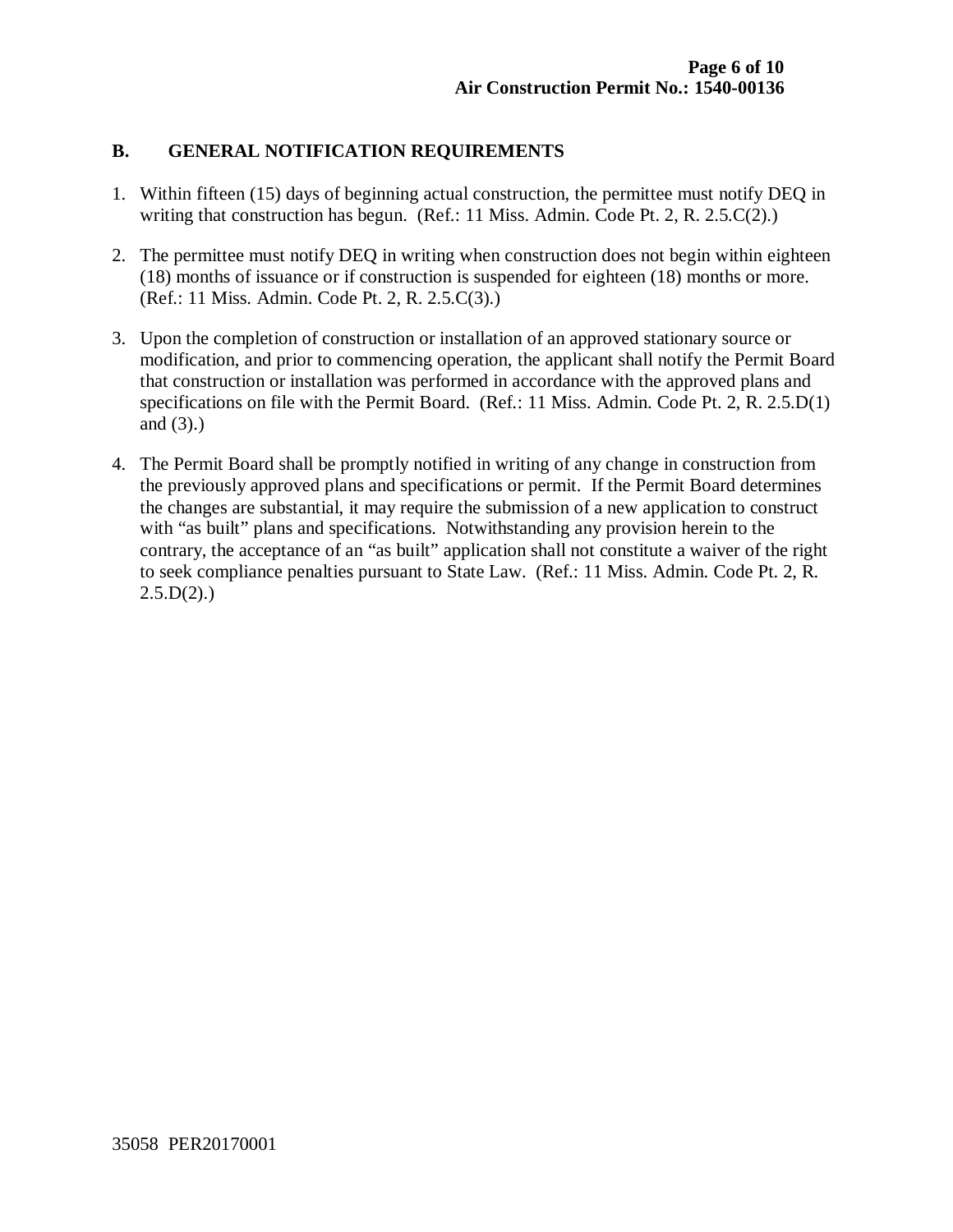## B. GENERAL NOTIFICATION REQUIREMENTS

1. Within fifteen (15) days of beginning actual construction, the permittee must notify DEQ in writing that construction has begun. (Ref.: 11 Miss. Admin. Code Pt. 2, R. 2.5.C(2).)

2. The permittee must notify DEQ in writing when construction does not begin within eighteen (18) months of issuance or if construction is suspended for eighteen (18) months or more. (Ref.: 11 Miss. Admin. Code Pt. 2, R. 2.5.C(3).)

3. Upon the completion of construction or installation of an approved stationary source or modification, and prior to commencing operation, the applicant shall notify the Permit Board that construction or installation was performed in accordance with the approved plans and specifications on file with the Permit Board. (Ref.: 11 Miss. Admin. Code Pt. 2, R. 2.5.D(1) and (3).)

4. The Permit Board shall be promptly notified in writing of any change in construction from the previously approved plans and specifications or permit. If the Permit Board determines the changes are substantial, it may require the submission of a new application to construct with "as built" plans and specifications. Notwithstanding any provision herein to the contrary, the acceptance of an "as built" application shall not constitute a waiver of the right to seek compliance penalties pursuant to State Law. (Ref.: 11 Miss. Admin. Code Pt. 2, R. 2.5.D(2).)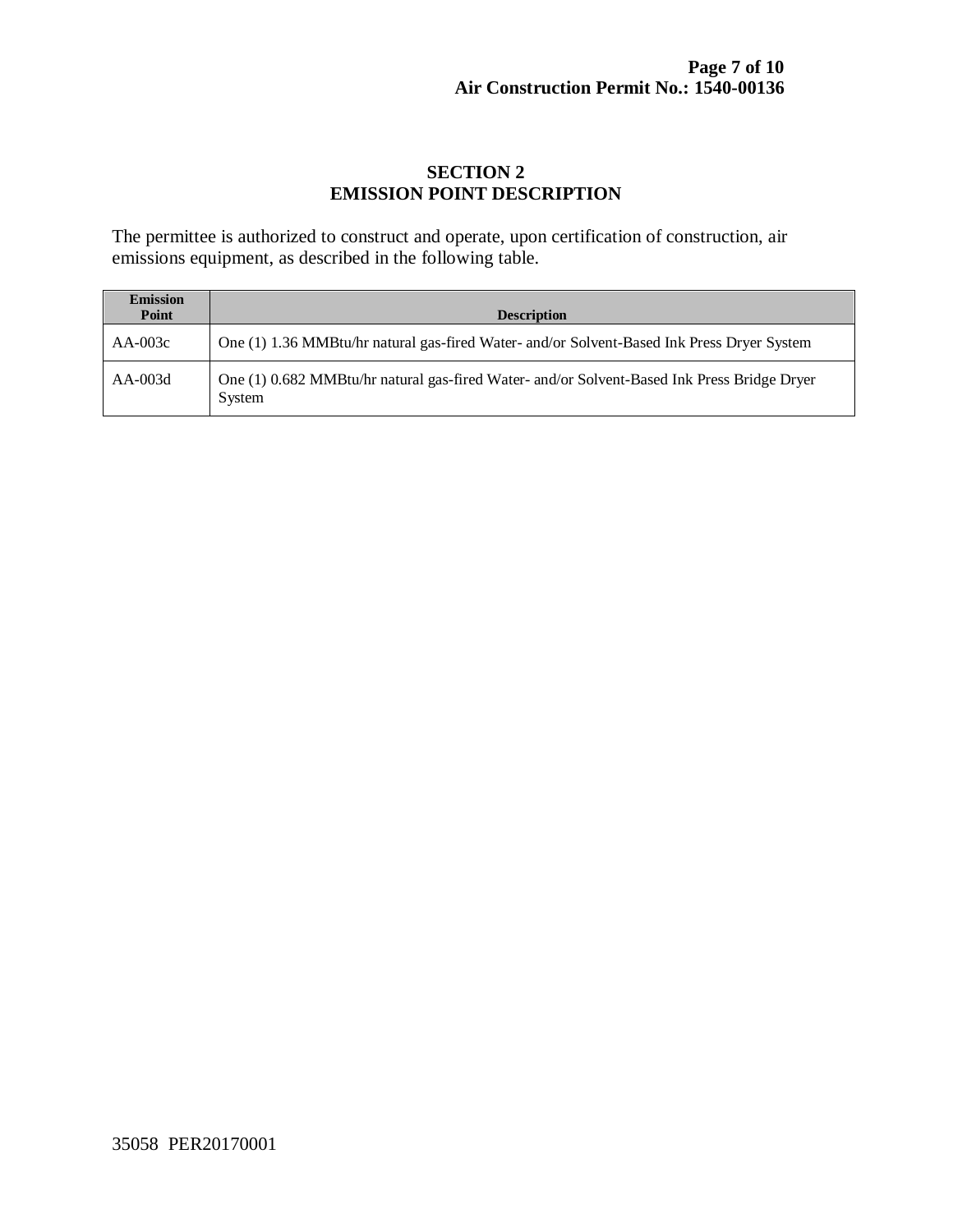## SECTION 2
## EMISSION POINT DESCRIPTION

The permittee is authorized to construct and operate, upon certification of construction, air emissions equipment, as described in the following table.

| Emission Point | Description |
|---|---|
| AA-003c | One (1) 1.36 MMBtu/hr natural gas-fired Water- and/or Solvent-Based Ink Press Dryer System |
| AA-003d | One (1) 0.682 MMBtu/hr natural gas-fired Water- and/or Solvent-Based Ink Press Bridge Dryer System |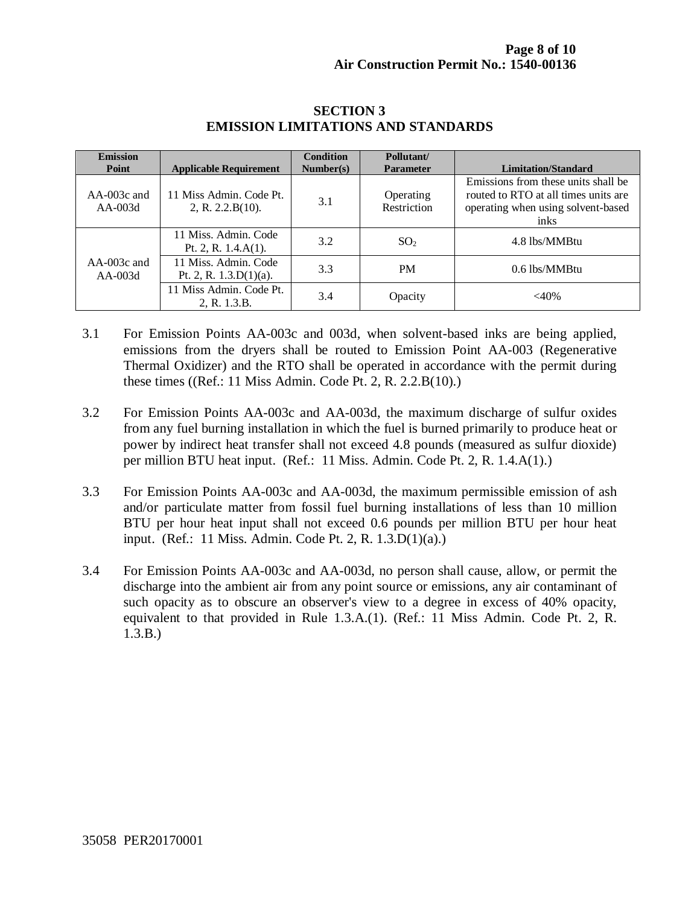## SECTION 3
## EMISSION LIMITATIONS AND STANDARDS

| Emission Point | Applicable Requirement | Condition Number(s) | Pollutant/ Parameter | Limitation/Standard |
|---|---|---|---|---|
| AA-003c and AA-003d | 11 Miss Admin. Code Pt. 2, R. 2.2.B(10). | 3.1 | Operating Restriction | Emissions from these units shall be routed to RTO at all times units are operating when using solvent-based inks |
| AA-003c and AA-003d | 11 Miss. Admin. Code Pt. 2, R. 1.4.A(1). | 3.2 | $SO_2$ | 4.8 lbs/MMBtu |
| | 11 Miss. Admin. Code Pt. 2, R. 1.3.D(1)(a). | 3.3 | PM | 0.6 lbs/MMBtu |
| | 11 Miss Admin. Code Pt. 2, R. 1.3.B. | 3.4 | Opacity | <40% |

3.1 For Emission Points AA-003c and 003d, when solvent-based inks are being applied, emissions from the dryers shall be routed to Emission Point AA-003 (Regenerative Thermal Oxidizer) and the RTO shall be operated in accordance with the permit during these times ((Ref.: 11 Miss Admin. Code Pt. 2, R. 2.2.B(10).)

3.2 For Emission Points AA-003c and AA-003d, the maximum discharge of sulfur oxides from any fuel burning installation in which the fuel is burned primarily to produce heat or power by indirect heat transfer shall not exceed 4.8 pounds (measured as sulfur dioxide) per million BTU heat input. (Ref.: 11 Miss. Admin. Code Pt. 2, R. 1.4.A(1).)

3.3 For Emission Points AA-003c and AA-003d, the maximum permissible emission of ash and/or particulate matter from fossil fuel burning installations of less than 10 million BTU per hour heat input shall not exceed 0.6 pounds per million BTU per hour heat input. (Ref.: 11 Miss. Admin. Code Pt. 2, R. 1.3.D(1)(a).)

3.4 For Emission Points AA-003c and AA-003d, no person shall cause, allow, or permit the discharge into the ambient air from any point source or emissions, any air contaminant of such opacity as to obscure an observer's view to a degree in excess of 40% opacity, equivalent to that provided in Rule 1.3.A.(1). (Ref.: 11 Miss Admin. Code Pt. 2, R. 1.3.B.)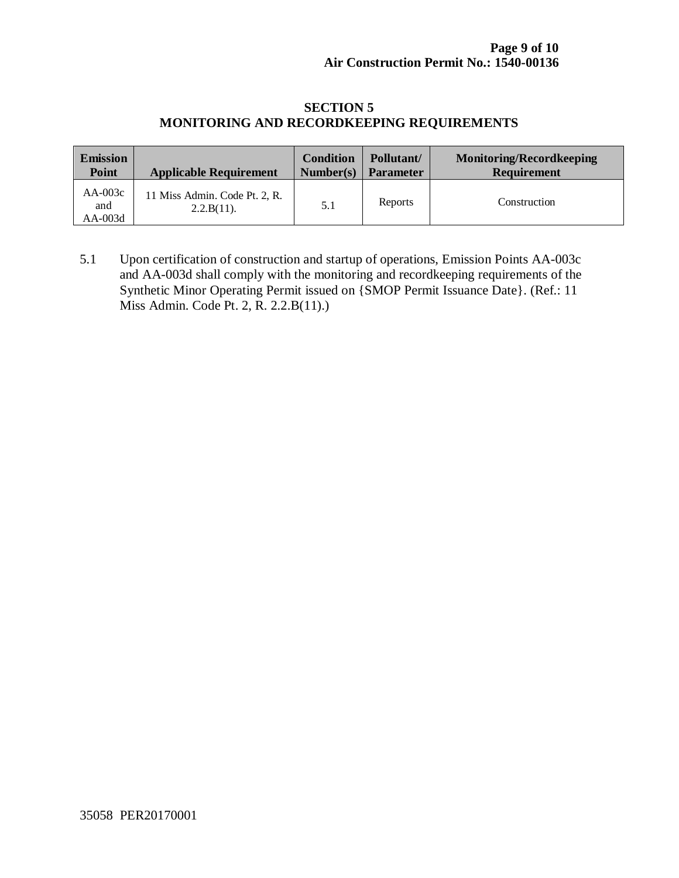## SECTION 5
## MONITORING AND RECORDKEEPING REQUIREMENTS

| Emission Point | Applicable Requirement | Condition Number(s) | Pollutant/ Parameter | Monitoring/Recordkeeping Requirement |
|---|---|---|---|---|
| AA-003c and AA-003d | 11 Miss Admin. Code Pt. 2, R. 2.2.B(11). | 5.1 | Reports | Construction |

5.1 Upon certification of construction and startup of operations, Emission Points AA-003c and AA-003d shall comply with the monitoring and recordkeeping requirements of the Synthetic Minor Operating Permit issued on {SMOP Permit Issuance Date}. (Ref.: 11 Miss Admin. Code Pt. 2, R. 2.2.B(11).)

35058 PER20170001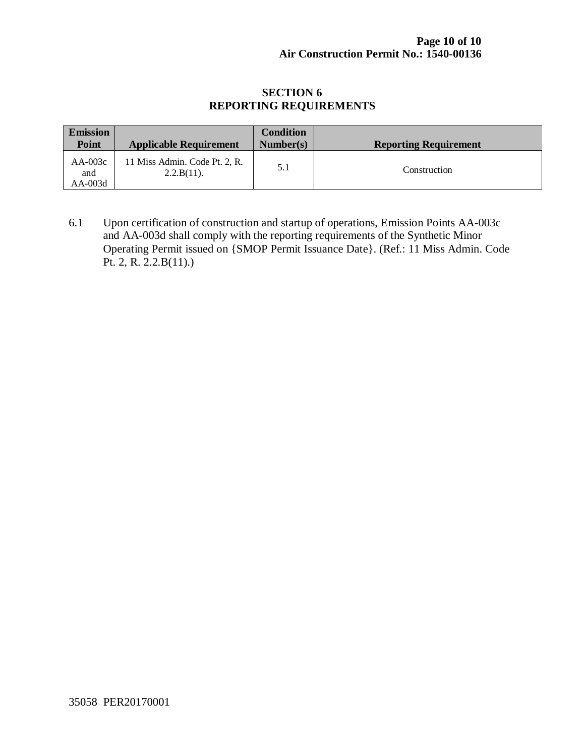# SECTION 6
# REPORTING REQUIREMENTS

| Emission Point | Applicable Requirement | Condition Number(s) | Reporting Requirement |
|---|---|---|---|
| AA-003c and AA-003d | 11 Miss Admin. Code Pt. 2, R. 2.2.B(11). | 5.1 | Construction |

6.1 Upon certification of construction and startup of operations, Emission Points AA-003c and AA-003d shall comply with the reporting requirements of the Synthetic Minor Operating Permit issued on {SMOP Permit Issuance Date}. (Ref.: 11 Miss Admin. Code Pt. 2, R. 2.2.B(11).)

35058 PER20170001